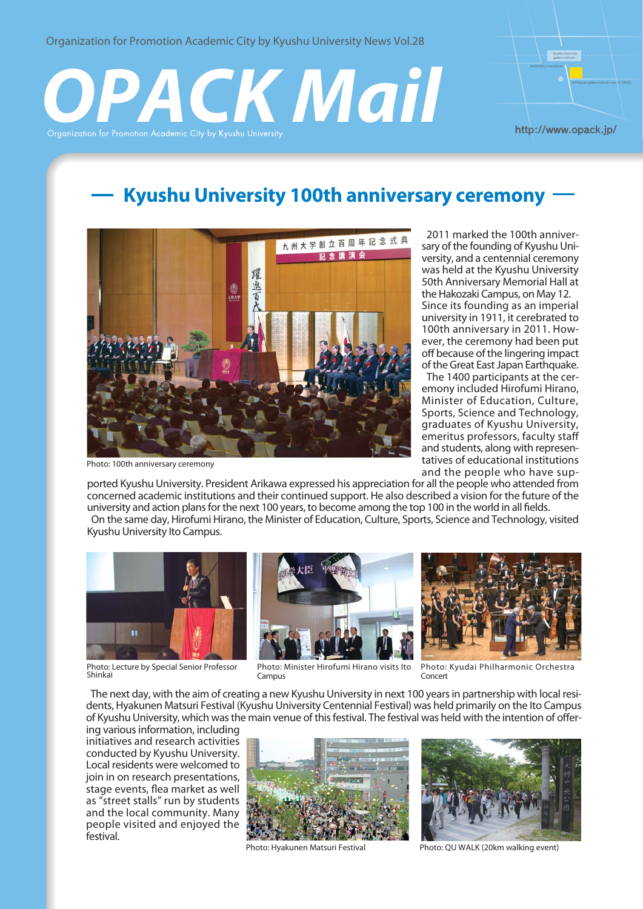Organization for Promotion Academic City by Kyushu University News Vol.28

# OPACK Mail

Organization for Promotion Academic City by Kyushu University

http://www.opack.jp/

## Kyushu University 100th anniversary ceremony

Photo: 100th anniversary ceremony

2011 marked the 100th anniversary of the founding of Kyushu University, and a centennial ceremony was held at the Kyushu University 50th Anniversary Memorial Hall at the Hakozaki Campus, on May 12. Since its founding as an imperial university in 1911, it cerebrated to 100th anniversary in 2011. However, the ceremony had been put off because of the lingering impact of the Great East Japan Earthquake.

The 1400 participants at the ceremony included Hirofumi Hirano, Minister of Education, Culture, Sports, Science and Technology, graduates of Kyushu University, emeritus professors, faculty staff and students, along with representatives of educational institutions and the people who have supported Kyushu University. President Arikawa expressed his appreciation for all the people who attended from concerned academic institutions and their continued support. He also described a vision for the future of the university and action plans for the next 100 years, to become among the top 100 in the world in all fields.

On the same day, Hirofumi Hirano, the Minister of Education, Culture, Sports, Science and Technology, visited Kyushu University Ito Campus.

Photo: Lecture by Special Senior Professor Shinkai

Photo: Minister Hirofumi Hirano visits Ito Campus

Photo: Kyudai Philharmonic Orchestra Concert

The next day, with the aim of creating a new Kyushu University in next 100 years in partnership with local residents, Hyakunen Matsuri Festival (Kyushu University Centennial Festival) was held primarily on the Ito Campus of Kyushu University, which was the main venue of this festival. The festival was held with the intention of offering various information, including initiatives and research activities conducted by Kyushu University. Local residents were welcomed to join in on research presentations, stage events, flea market as well as "street stalls" run by students and the local community. Many people visited and enjoyed the festival.

Photo: Hyakunen Matsuri Festival

Photo: QU WALK (20km walking event)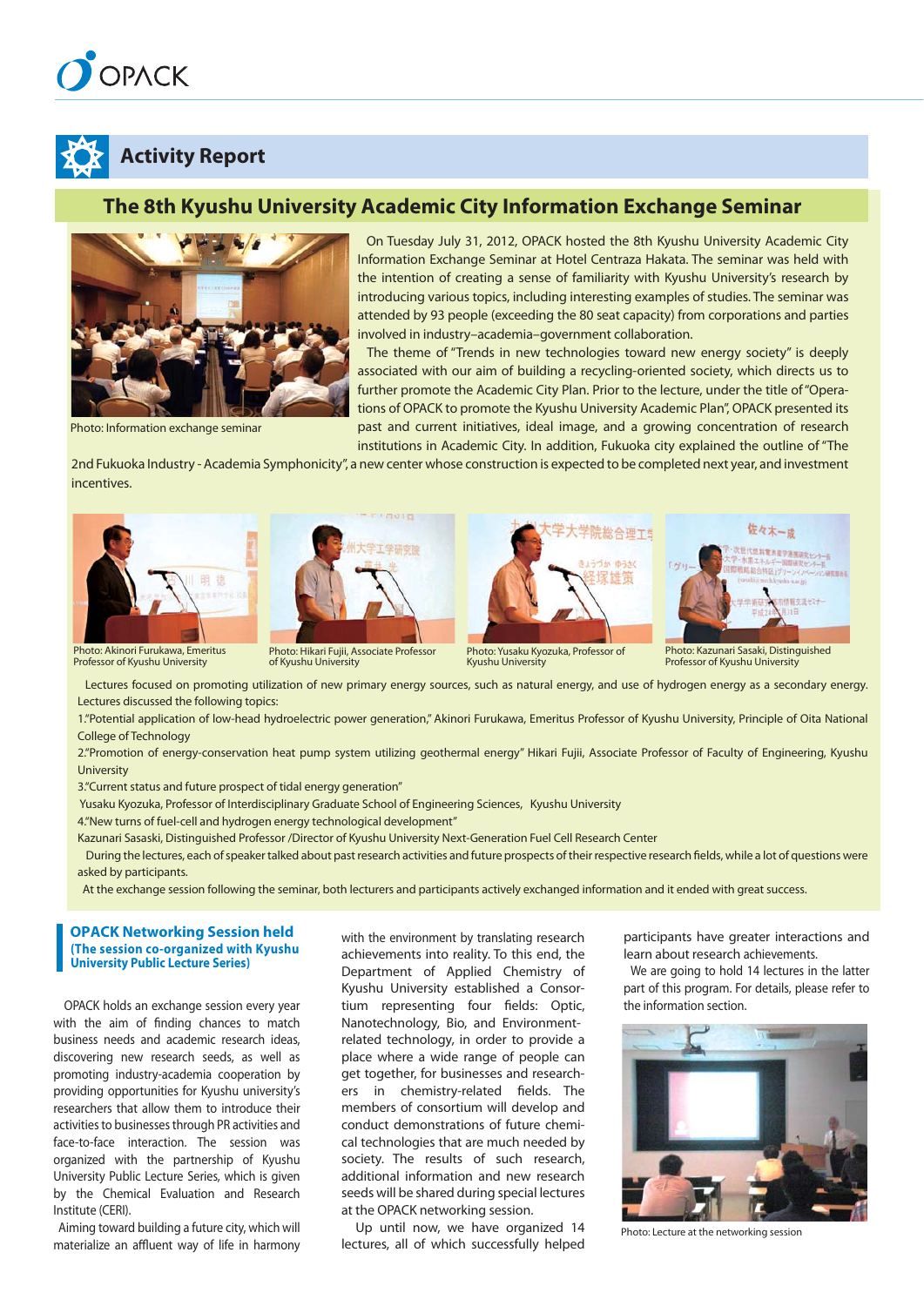# Activity Report

## The 8th Kyushu University Academic City Information Exchange Seminar

Photo: Information exchange seminar

On Tuesday July 31, 2012, OPACK hosted the 8th Kyushu University Academic City Information Exchange Seminar at Hotel Centraza Hakata. The seminar was held with the intention of creating a sense of familiarity with Kyushu University's research by introducing various topics, including interesting examples of studies. The seminar was attended by 93 people (exceeding the 80 seat capacity) from corporations and parties involved in industry–academia–government collaboration.

The theme of "Trends in new technologies toward new energy society" is deeply associated with our aim of building a recycling-oriented society, which directs us to further promote the Academic City Plan. Prior to the lecture, under the title of "Operations of OPACK to promote the Kyushu University Academic Plan", OPACK presented its past and current initiatives, ideal image, and a growing concentration of research institutions in Academic City. In addition, Fukuoka city explained the outline of "The 2nd Fukuoka Industry - Academia Symphonicity", a new center whose construction is expected to be completed next year, and investment incentives.

Photo: Akinori Furukawa, Emeritus Professor of Kyushu University

Photo: Hikari Fujii, Associate Professor of Kyushu University

Photo: Yusaku Kyozuka, Professor of Kyushu University

Photo: Kazunari Sasaki, Distinguished Professor of Kyushu University

Lectures focused on promoting utilization of new primary energy sources, such as natural energy, and use of hydrogen energy as a secondary energy. Lectures discussed the following topics:

1."Potential application of low-head hydroelectric power generation," Akinori Furukawa, Emeritus Professor of Kyushu University, Principle of Oita National College of Technology

2."Promotion of energy-conservation heat pump system utilizing geothermal energy" Hikari Fujii, Associate Professor of Faculty of Engineering, Kyushu University

3."Current status and future prospect of tidal energy generation"
Yusaku Kyozuka, Professor of Interdisciplinary Graduate School of Engineering Sciences, Kyushu University

4."New turns of fuel-cell and hydrogen energy technological development"
Kazunari Sasaki, Distinguished Professor /Director of Kyushu University Next-Generation Fuel Cell Research Center

During the lectures, each of speaker talked about past research activities and future prospects of their respective research fields, while a lot of questions were asked by participants.

At the exchange session following the seminar, both lecturers and participants actively exchanged information and it ended with great success.

## OPACK Networking Session held
**(The session co-organized with Kyushu University Public Lecture Series)**

OPACK holds an exchange session every year with the aim of finding chances to match business needs and academic research ideas, discovering new research seeds, as well as promoting industry-academia cooperation by providing opportunities for Kyushu university's researchers that allow them to introduce their activities to businesses through PR activities and face-to-face interaction. The session was organized with the partnership of Kyushu University Public Lecture Series, which is given by the Chemical Evaluation and Research Institute (CERI).

Aiming toward building a future city, which will materialize an affluent way of life in harmony with the environment by translating research achievements into reality. To this end, the Department of Applied Chemistry of Kyushu University established a Consortium representing four fields: Optic, Nanotechnology, Bio, and Environment-related technology, in order to provide a place where a wide range of people can get together, for businesses and researchers in chemistry-related fields. The members of consortium will develop and conduct demonstrations of future chemical technologies that are much needed by society. The results of such research, additional information and new research seeds will be shared during special lectures at the OPACK networking session.

Up until now, we have organized 14 lectures, all of which successfully helped participants have greater interactions and learn about research achievements.

We are going to hold 14 lectures in the latter part of this program. For details, please refer to the information section.

Photo: Lecture at the networking session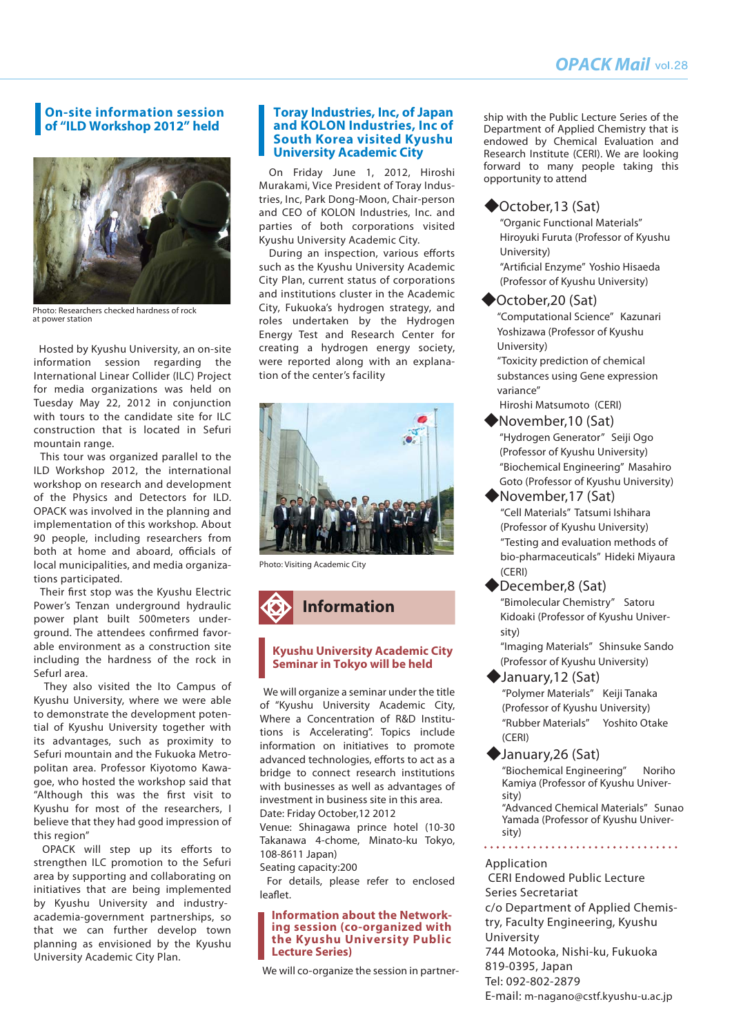## On-site information session of "ILD Workshop 2012" held

Photo: Researchers checked hardness of rock at power station

Hosted by Kyushu University, an on-site information session regarding the International Linear Collider (ILC) Project for media organizations was held on Tuesday May 22, 2012 in conjunction with tours to the candidate site for ILC construction that is located in Sefuri mountain range.

This tour was organized parallel to the ILD Workshop 2012, the international workshop on research and development of the Physics and Detectors for ILD. OPACK was involved in the planning and implementation of this workshop. About 90 people, including researchers from both at home and aboard, officials of local municipalities, and media organizations participated.

Their first stop was the Kyushu Electric Power's Tenzan underground hydraulic power plant built 500meters underground. The attendees confirmed favorable environment as a construction site including the hardness of the rock in Sefurl area.

They also visited the Ito Campus of Kyushu University, where we were able to demonstrate the development potential of Kyushu University together with its advantages, such as proximity to Sefuri mountain and the Fukuoka Metropolitan area. Professor Kiyotomo Kawagoe, who hosted the workshop said that "Although this was the first visit to Kyushu for most of the researchers, I believe that they had good impression of this region"

OPACK will step up its efforts to strengthen ILC promotion to the Sefuri area by supporting and collaborating on initiatives that are being implemented by Kyushu University and industry-academia-government partnerships, so that we can further develop town planning as envisioned by the Kyushu University Academic City Plan.

## Toray Industries, Inc, of Japan and KOLON Industries, Inc of South Korea visited Kyushu University Academic City

On Friday June 1, 2012, Hiroshi Murakami, Vice President of Toray Industries, Inc, Park Dong-Moon, Chair-person and CEO of KOLON Industries, Inc. and parties of both corporations visited Kyushu University Academic City.

During an inspection, various efforts such as the Kyushu University Academic City Plan, current status of corporations and institutions cluster in the Academic City, Fukuoka's hydrogen strategy, and roles undertaken by the Hydrogen Energy Test and Research Center for creating a hydrogen energy society, were reported along with an explanation of the center's facility

Photo: Visiting Academic City

# Information

### Kyushu University Academic City Seminar in Tokyo will be held

We will organize a seminar under the title of "Kyushu University Academic City, Where a Concentration of R&D Institutions is Accelerating". Topics include information on initiatives to promote advanced technologies, efforts to act as a bridge to connect research institutions with businesses as well as advantages of investment in business site in this area.

Date: Friday October,12 2012

Venue: Shinagawa prince hotel (10-30 Takanawa 4-chome, Minato-ku Tokyo, 108-8611 Japan)

Seating capacity:200

For details, please refer to enclosed leaflet.

### Information about the Networking session (co-organized with the Kyushu University Public Lecture Series)

We will co-organize the session in partnership with the Public Lecture Series of the Department of Applied Chemistry that is endowed by Chemical Evaluation and Research Institute (CERI). We are looking forward to many people taking this opportunity to attend

◆October,13 (Sat)
"Organic Functional Materials" Hiroyuki Furuta (Professor of Kyushu University)
"Artificial Enzyme" Yoshio Hisaeda (Professor of Kyushu University)

◆October,20 (Sat)
"Computational Science" Kazunari Yoshizawa (Professor of Kyushu University)
"Toxicity prediction of chemical substances using Gene expression variance"
Hiroshi Matsumoto (CERI)

◆November,10 (Sat)
"Hydrogen Generator" Seiji Ogo (Professor of Kyushu University)
"Biochemical Engineering" Masahiro Goto (Professor of Kyushu University)

◆November,17 (Sat)
"Cell Materials" Tatsumi Ishihara (Professor of Kyushu University)
"Testing and evaluation methods of bio-pharmaceuticals" Hideki Miyaura (CERI)

◆December,8 (Sat)
"Bimolecular Chemistry" Satoru Kidoaki (Professor of Kyushu University)
"Imaging Materials" Shinsuke Sando (Professor of Kyushu University)

◆January,12 (Sat)
"Polymer Materials" Keiji Tanaka (Professor of Kyushu University)
"Rubber Materials" Yoshito Otake (CERI)

◆January,26 (Sat)
"Biochemical Engineering" Noriho Kamiya (Professor of Kyushu University)
"Advanced Chemical Materials" Sunao Yamada (Professor of Kyushu University)

Application
CERI Endowed Public Lecture Series Secretariat
c/o Department of Applied Chemistry, Faculty Engineering, Kyushu University
744 Motooka, Nishi-ku, Fukuoka 819-0395, Japan
Tel: 092-802-2879
E-mail: m-nagano@cstf.kyushu-u.ac.jp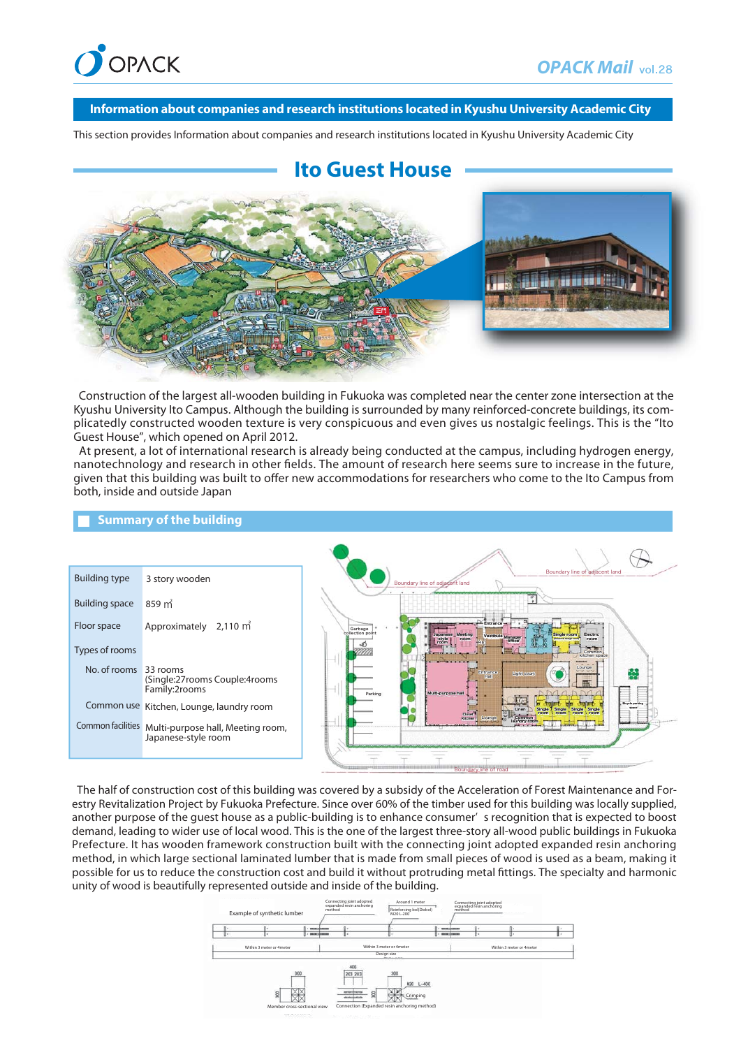## Information about companies and research institutions located in Kyushu University Academic City

This section provides Information about companies and research institutions located in Kyushu University Academic City

# Ito Guest House

Construction of the largest all-wooden building in Fukuoka was completed near the center zone intersection at the Kyushu University Ito Campus. Although the building is surrounded by many reinforced-concrete buildings, its complicatedly constructed wooden texture is very conspicuous and even gives us nostalgic feelings. This is the "Ito Guest House", which opened on April 2012.

At present, a lot of international research is already being conducted at the campus, including hydrogen energy, nanotechnology and research in other fields. The amount of research here seems sure to increase in the future, given that this building was built to offer new accommodations for researchers who come to the Ito Campus from both, inside and outside Japan

## Summary of the building

| | |
|---|---|
| Building type | 3 story wooden |
| Building space | 859 ㎡ |
| Floor space | Approximately 2,110 ㎡ |
| Types of rooms | |
| No. of rooms | 33 rooms (Single:27rooms Couple:4rooms Family:2rooms |
| Common use | Kitchen, Lounge, laundry room |
| Common facilities | Multi-purpose hall, Meeting room, Japanese-style room |

The half of construction cost of this building was covered by a subsidy of the Acceleration of Forest Maintenance and Forestry Revitalization Project by Fukuoka Prefecture. Since over 60% of the timber used for this building was locally supplied, another purpose of the guest house as a public-building is to enhance consumer's recognition that is expected to boost demand, leading to wider use of local wood. This is the one of the largest three-story all-wood public buildings in Fukuoka Prefecture. It has wooden framework construction built with the connecting joint adopted expanded resin anchoring method, in which large sectional laminated lumber that is made from small pieces of wood is used as a beam, making it possible for us to reduce the construction cost and build it without protruding metal fittings. The specialty and harmonic unity of wood is beautifully represented outside and inside of the building.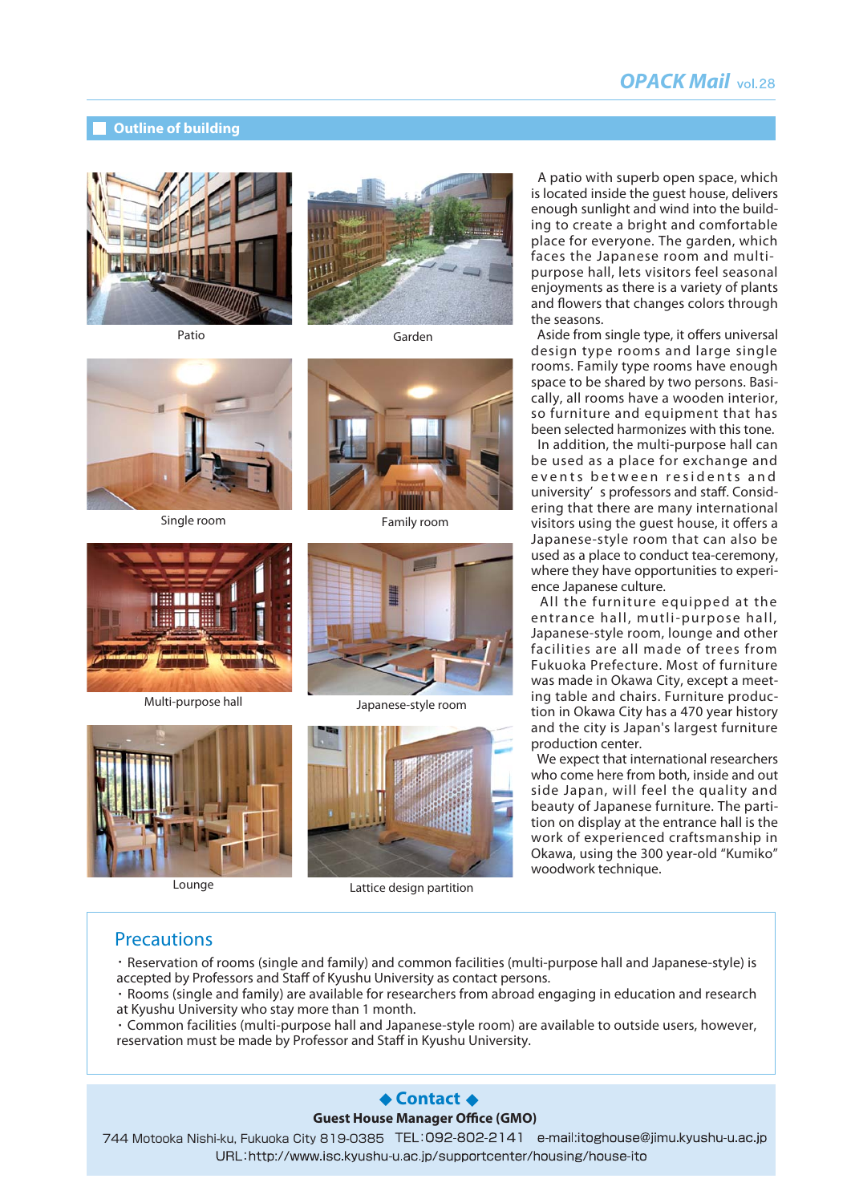## Outline of building

Patio

Garden

Single room

Family room

Multi-purpose hall

Japanese-style room

Lounge

Lattice design partition

A patio with superb open space, which is located inside the guest house, delivers enough sunlight and wind into the building to create a bright and comfortable place for everyone. The garden, which faces the Japanese room and multi-purpose hall, lets visitors feel seasonal enjoyments as there is a variety of plants and flowers that changes colors through the seasons.

Aside from single type, it offers universal design type rooms and large single rooms. Family type rooms have enough space to be shared by two persons. Basically, all rooms have a wooden interior, so furniture and equipment that has been selected harmonizes with this tone.

In addition, the multi-purpose hall can be used as a place for exchange and events between residents and university' s professors and staff. Considering that there are many international visitors using the guest house, it offers a Japanese-style room that can also be used as a place to conduct tea-ceremony, where they have opportunities to experience Japanese culture.

All the furniture equipped at the entrance hall, mutli-purpose hall, Japanese-style room, lounge and other facilities are all made of trees from Fukuoka Prefecture. Most of furniture was made in Okawa City, except a meeting table and chairs. Furniture production in Okawa City has a 470 year history and the city is Japan's largest furniture production center.

We expect that international researchers who come here from both, inside and out side Japan, will feel the quality and beauty of Japanese furniture. The partition on display at the entrance hall is the work of experienced craftsmanship in Okawa, using the 300 year-old “Kumiko” woodwork technique.

## Precautions

・Reservation of rooms (single and family) and common facilities (multi-purpose hall and Japanese-style) is accepted by Professors and Staff of Kyushu University as contact persons.
・Rooms (single and family) are available for researchers from abroad engaging in education and research at Kyushu University who stay more than 1 month.
・Common facilities (multi-purpose hall and Japanese-style room) are available to outside users, however, reservation must be made by Professor and Staff in Kyushu University.

## ◆ Contact ◆

**Guest House Manager Office (GMO)**

744 Motooka Nishi-ku, Fukuoka City 819-0385 TEL：092-802-2141 e-mail:itoghouse@jimu.kyushu-u.ac.jp
URL：http://www.isc.kyushu-u.ac.jp/supportcenter/housing/house-ito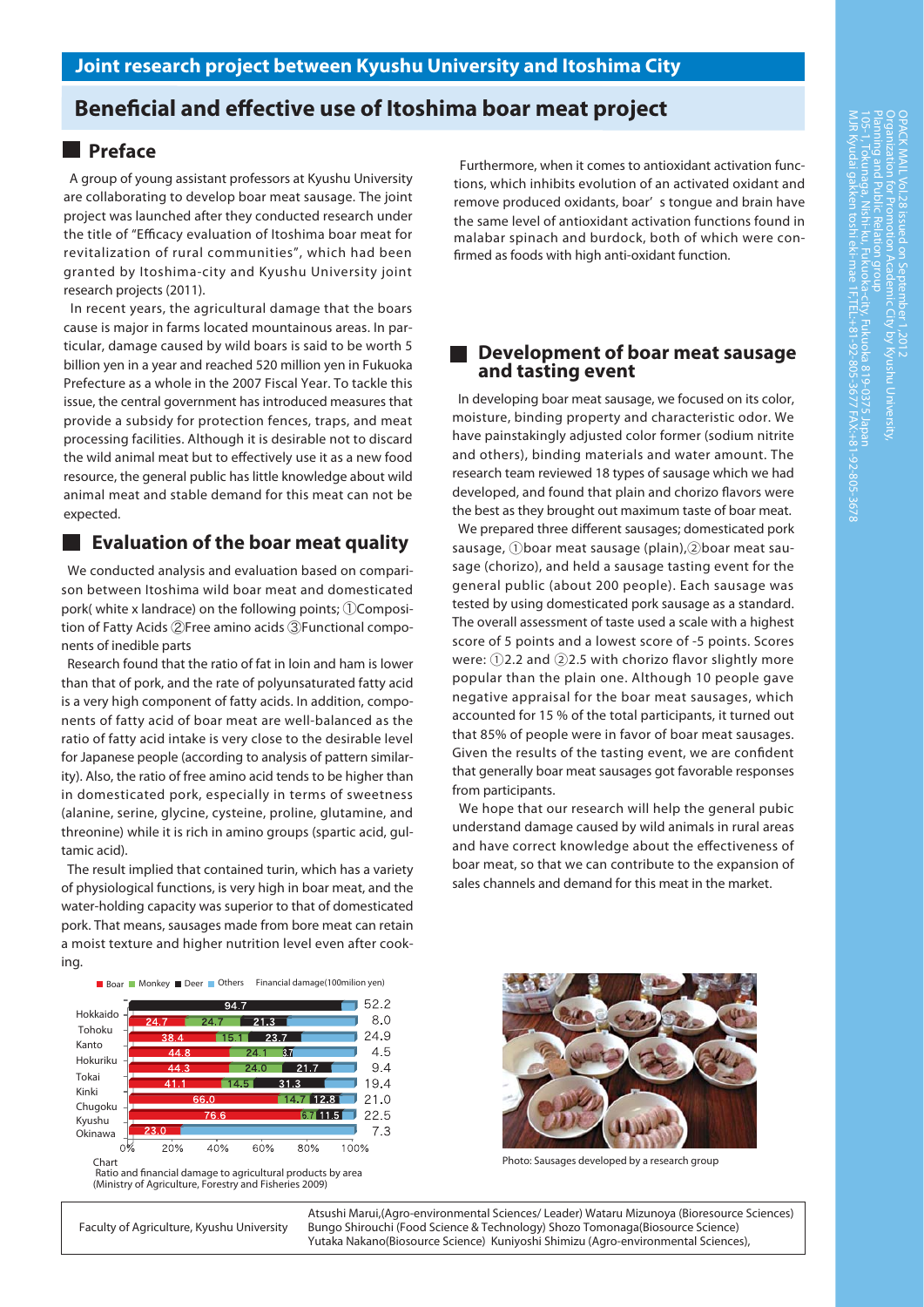## Joint research project between Kyushu University and Itoshima City

# Beneficial and effective use of Itoshima boar meat project

## Preface

A group of young assistant professors at Kyushu University are collaborating to develop boar meat sausage. The joint project was launched after they conducted research under the title of "Efficacy evaluation of Itoshima boar meat for revitalization of rural communities", which had been granted by Itoshima-city and Kyushu University joint research projects (2011).

In recent years, the agricultural damage that the boars cause is major in farms located mountainous areas. In particular, damage caused by wild boars is said to be worth 5 billion yen in a year and reached 520 million yen in Fukuoka Prefecture as a whole in the 2007 Fiscal Year. To tackle this issue, the central government has introduced measures that provide a subsidy for protection fences, traps, and meat processing facilities. Although it is desirable not to discard the wild animal meat but to effectively use it as a new food resource, the general public has little knowledge about wild animal meat and stable demand for this meat can not be expected.

## Evaluation of the boar meat quality

We conducted analysis and evaluation based on comparison between Itoshima wild boar meat and domesticated pork( white x landrace) on the following points; ①Composition of Fatty Acids ②Free amino acids ③Functional components of inedible parts

Research found that the ratio of fat in loin and ham is lower than that of pork, and the rate of polyunsaturated fatty acid is a very high component of fatty acids. In addition, components of fatty acid of boar meat are well-balanced as the ratio of fatty acid intake is very close to the desirable level for Japanese people (according to analysis of pattern similarity). Also, the ratio of free amino acid tends to be higher than in domesticated pork, especially in terms of sweetness (alanine, serine, glycine, cysteine, proline, glutamine, and threonine) while it is rich in amino groups (spartic acid, gultamic acid).

The result implied that contained turin, which has a variety of physiological functions, is very high in boar meat, and the water-holding capacity was superior to that of domesticated pork. That means, sausages made from bore meat can retain a moist texture and higher nutrition level even after cooking.

Boar Monkey Deer Others Financial damage(100milion yen)

Hokkaido Tohoku Kanto Hokuriku Tokai Kinki Chugoku Kyushu Okinawa

94.7 52.2

24.7 24.7 21.3 8.0

38.4 15.1 23.7 24.9

44.8 24.1 3.7 4.5

44.3 24.0 21.7 9.4

41.1 14.5 31.3 19.4

66.0 14.7 12.8 21.0

76.6 6.7 11.5 22.5

23.0 7.3

0% 20% 40% 60% 80% 100%

Chart
Ratio and financial damage to agricultural products by area
(Ministry of Agriculture, Forestry and Fisheries 2009)

Furthermore, when it comes to antioxidant activation functions, which inhibits evolution of an activated oxidant and remove produced oxidants, boar' s tongue and brain have the same level of antioxidant activation functions found in malabar spinach and burdock, both of which were confirmed as foods with high anti-oxidant function.

## Development of boar meat sausage and tasting event

In developing boar meat sausage, we focused on its color, moisture, binding property and characteristic odor. We have painstakingly adjusted color former (sodium nitrite and others), binding materials and water amount. The research team reviewed 18 types of sausage which we had developed, and found that plain and chorizo flavors were the best as they brought out maximum taste of boar meat.

We prepared three different sausages; domesticated pork sausage, ①boar meat sausage (plain),②boar meat sausage (chorizo), and held a sausage tasting event for the general public (about 200 people). Each sausage was tested by using domesticated pork sausage as a standard. The overall assessment of taste used a scale with a highest score of 5 points and a lowest score of -5 points. Scores were: ①2.2 and ②2.5 with chorizo flavor slightly more popular than the plain one. Although 10 people gave negative appraisal for the boar meat sausages, which accounted for 15 % of the total participants, it turned out that 85% of people were in favor of boar meat sausages. Given the results of the tasting event, we are confident that generally boar meat sausages got favorable responses from participants.

We hope that our research will help the general pubic understand damage caused by wild animals in rural areas and have correct knowledge about the effectiveness of boar meat, so that we can contribute to the expansion of sales channels and demand for this meat in the market.

Photo: Sausages developed by a research group

| | |
|---|---|
| Faculty of Agriculture, Kyushu University | Atsushi Marui,(Agro-environmental Sciences/ Leader) Wataru Mizunoya (Bioresource Sciences) Bungo Shirouchi (Food Science & Technology) Shozo Tomonaga(Biosource Science) Yutaka Nakano(Biosource Science) Kuniyoshi Shimizu (Agro-environmental Sciences), |

OPACK MAIL Vol.28 issued on September 1, 2012
Organization for Promotion Academic City by Kyushu University,
Planning and Public Relation group
105-1,Tokunaga, Nishi-ku, Fukuoka-city, Fukuoka 819-0375 Japan
MJR Kyudai gakken toshi eki-mae 1F,TEL+81-92-805-3677 FAX+81-92-805-3678